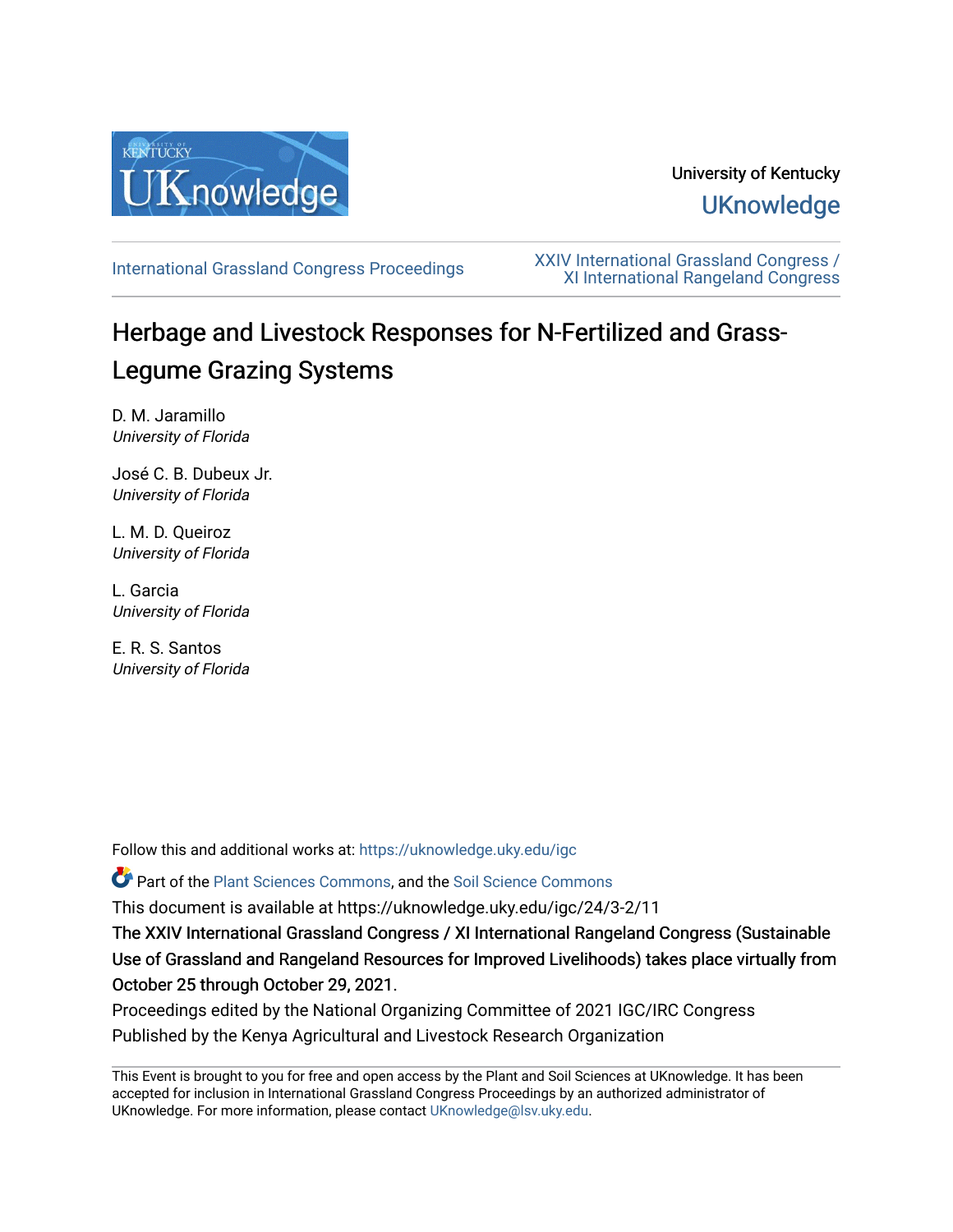University of Kentucky

UKnowledge

International Grassland Congress Proceedings

XXIV International Grassland Congress / XI International Rangeland Congress

# Herbage and Livestock Responses for N-Fertilized and Grass-Legume Grazing Systems

D. M. Jaramillo
*University of Florida*

José C. B. Dubeux Jr.
*University of Florida*

L. M. D. Queiroz
*University of Florida*

L. Garcia
*University of Florida*

E. R. S. Santos
*University of Florida*

Follow this and additional works at: https://uknowledge.uky.edu/igc

Part of the Plant Sciences Commons, and the Soil Science Commons

This document is available at https://uknowledge.uky.edu/igc/24/3-2/11

The XXIV International Grassland Congress / XI International Rangeland Congress (Sustainable Use of Grassland and Rangeland Resources for Improved Livelihoods) takes place virtually from October 25 through October 29, 2021.

Proceedings edited by the National Organizing Committee of 2021 IGC/IRC Congress

Published by the Kenya Agricultural and Livestock Research Organization

This Event is brought to you for free and open access by the Plant and Soil Sciences at UKnowledge. It has been accepted for inclusion in International Grassland Congress Proceedings by an authorized administrator of UKnowledge. For more information, please contact UKnowledge@lsv.uky.edu.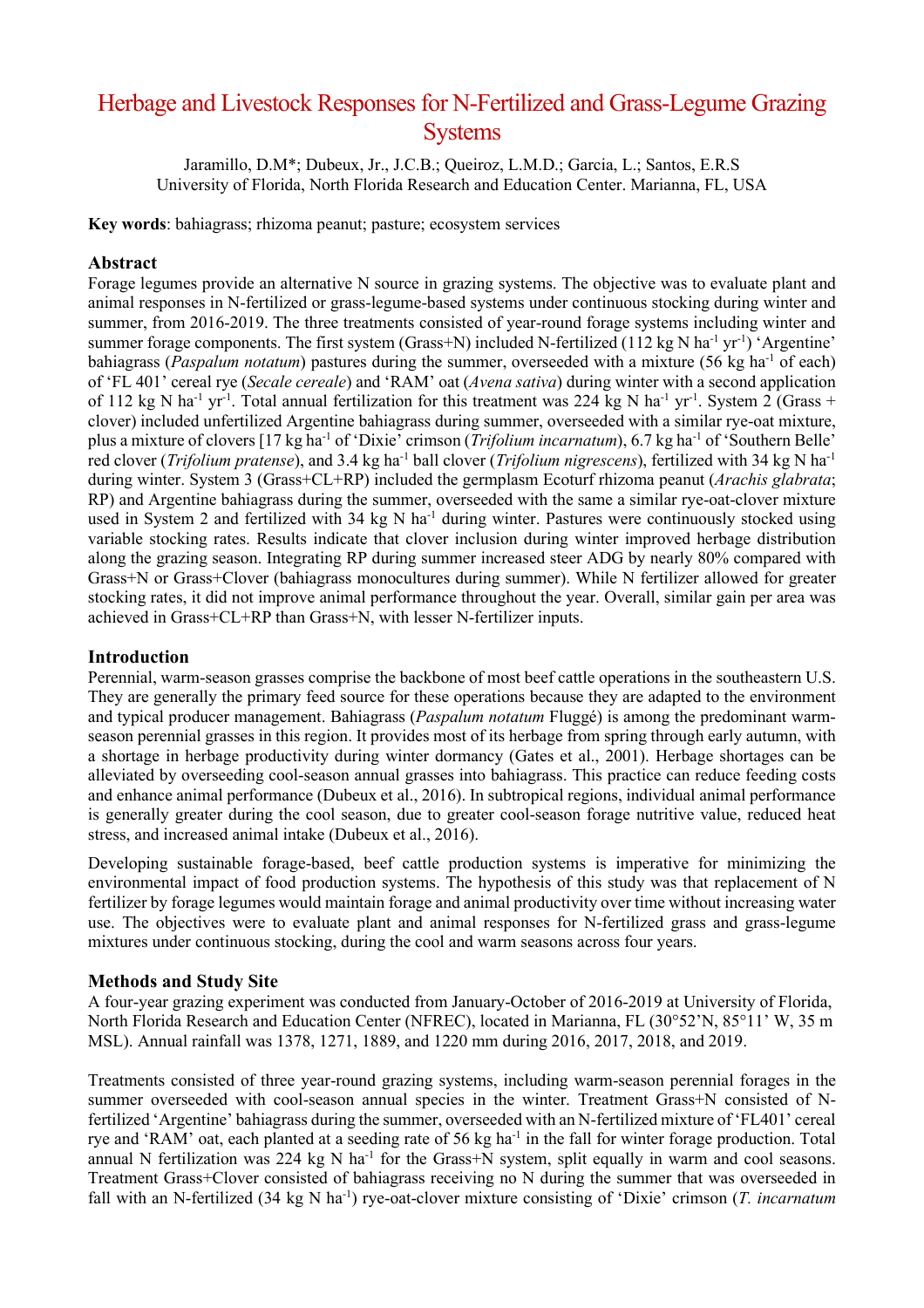# Herbage and Livestock Responses for N-Fertilized and Grass-Legume Grazing Systems

Jaramillo, D.M*; Dubeux, Jr., J.C.B.; Queiroz, L.M.D.; Garcia, L.; Santos, E.R.S
University of Florida, North Florida Research and Education Center. Marianna, FL, USA

**Key words**: bahiagrass; rhizoma peanut; pasture; ecosystem services

## Abstract

Forage legumes provide an alternative N source in grazing systems. The objective was to evaluate plant and animal responses in N-fertilized or grass-legume-based systems under continuous stocking during winter and summer, from 2016-2019. The three treatments consisted of year-round forage systems including winter and summer forage components. The first system (Grass+N) included N-fertilized (112 kg N ha$^{-1}$ yr$^{-1}$) 'Argentine' bahiagrass (*Paspalum notatum*) pastures during the summer, overseeded with a mixture (56 kg ha$^{-1}$ of each) of 'FL 401' cereal rye (*Secale cereale*) and 'RAM' oat (*Avena sativa*) during winter with a second application of 112 kg N ha$^{-1}$ yr$^{-1}$. Total annual fertilization for this treatment was 224 kg N ha$^{-1}$ yr$^{-1}$. System 2 (Grass + clover) included unfertilized Argentine bahiagrass during summer, overseeded with a similar rye-oat mixture, plus a mixture of clovers [17 kg ha$^{-1}$ of 'Dixie' crimson (*Trifolium incarnatum*), 6.7 kg ha$^{-1}$ of 'Southern Belle' red clover (*Trifolium pratense*), and 3.4 kg ha$^{-1}$ ball clover (*Trifolium nigrescens*), fertilized with 34 kg N ha$^{-1}$ during winter. System 3 (Grass+CL+RP) included the germplasm Ecoturf rhizoma peanut (*Arachis glabrata*; RP) and Argentine bahiagrass during the summer, overseeded with the same a similar rye-oat-clover mixture used in System 2 and fertilized with 34 kg N ha$^{-1}$ during winter. Pastures were continuously stocked using variable stocking rates. Results indicate that clover inclusion during winter improved herbage distribution along the grazing season. Integrating RP during summer increased steer ADG by nearly 80% compared with Grass+N or Grass+Clover (bahiagrass monocultures during summer). While N fertilizer allowed for greater stocking rates, it did not improve animal performance throughout the year. Overall, similar gain per area was achieved in Grass+CL+RP than Grass+N, with lesser N-fertilizer inputs.

## Introduction

Perennial, warm-season grasses comprise the backbone of most beef cattle operations in the southeastern U.S. They are generally the primary feed source for these operations because they are adapted to the environment and typical producer management. Bahiagrass (*Paspalum notatum* Fluggé) is among the predominant warm-season perennial grasses in this region. It provides most of its herbage from spring through early autumn, with a shortage in herbage productivity during winter dormancy (Gates et al., 2001). Herbage shortages can be alleviated by overseeding cool-season annual grasses into bahiagrass. This practice can reduce feeding costs and enhance animal performance (Dubeux et al., 2016). In subtropical regions, individual animal performance is generally greater during the cool season, due to greater cool-season forage nutritive value, reduced heat stress, and increased animal intake (Dubeux et al., 2016).

Developing sustainable forage-based, beef cattle production systems is imperative for minimizing the environmental impact of food production systems. The hypothesis of this study was that replacement of N fertilizer by forage legumes would maintain forage and animal productivity over time without increasing water use. The objectives were to evaluate plant and animal responses for N-fertilized grass and grass-legume mixtures under continuous stocking, during the cool and warm seasons across four years.

## Methods and Study Site

A four-year grazing experiment was conducted from January-October of 2016-2019 at University of Florida, North Florida Research and Education Center (NFREC), located in Marianna, FL (30°52'N, 85°11' W, 35 m MSL). Annual rainfall was 1378, 1271, 1889, and 1220 mm during 2016, 2017, 2018, and 2019.

Treatments consisted of three year-round grazing systems, including warm-season perennial forages in the summer overseeded with cool-season annual species in the winter. Treatment Grass+N consisted of N-fertilized 'Argentine' bahiagrass during the summer, overseeded with an N-fertilized mixture of 'FL401' cereal rye and 'RAM' oat, each planted at a seeding rate of 56 kg ha$^{-1}$ in the fall for winter forage production. Total annual N fertilization was 224 kg N ha$^{-1}$ for the Grass+N system, split equally in warm and cool seasons. Treatment Grass+Clover consisted of bahiagrass receiving no N during the summer that was overseeded in fall with an N-fertilized (34 kg N ha$^{-1}$) rye-oat-clover mixture consisting of 'Dixie' crimson (*T. incarnatum*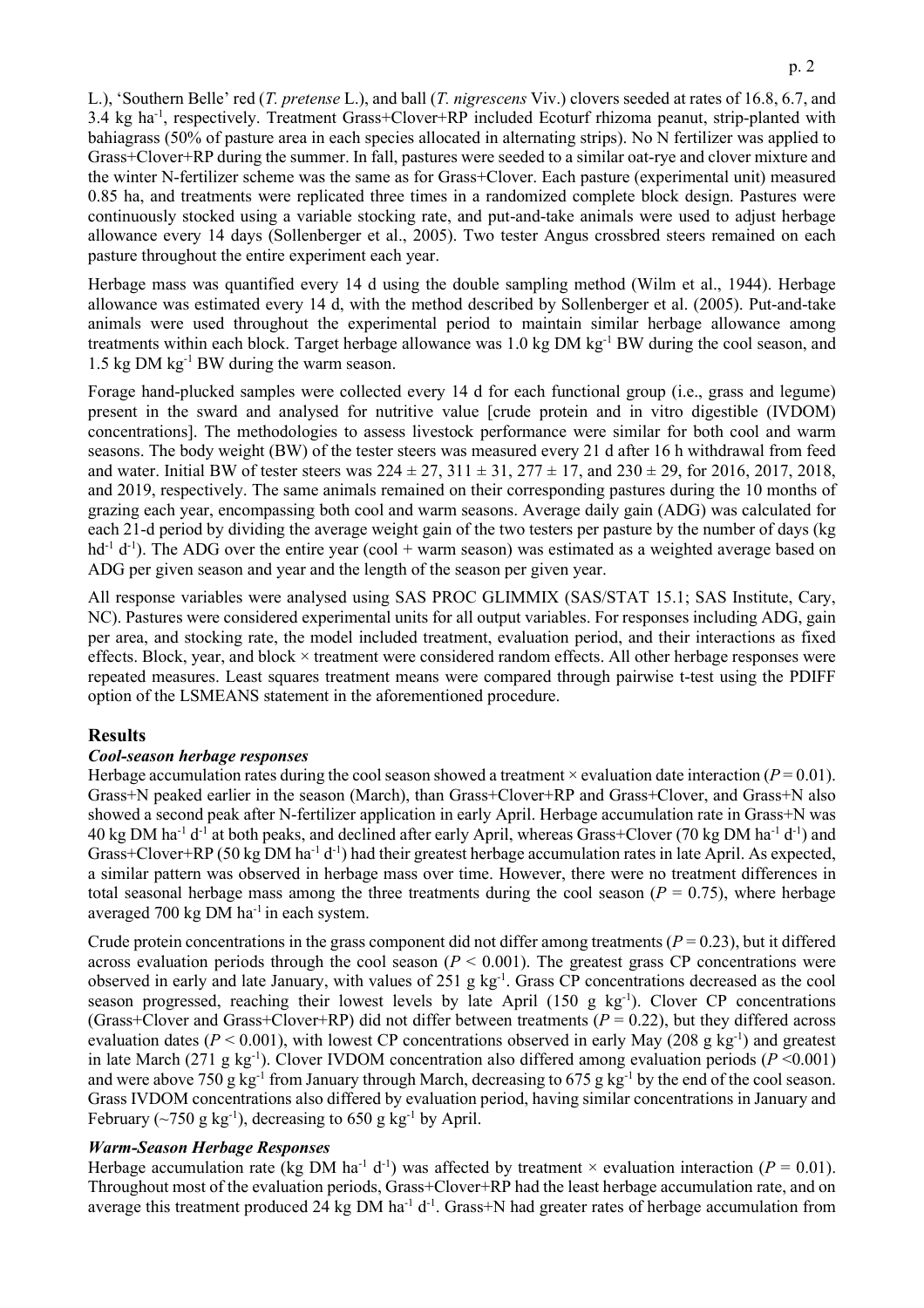L.), 'Southern Belle' red (*T. pretense* L.), and ball (*T. nigrescens* Viv.) clovers seeded at rates of 16.8, 6.7, and 3.4 kg ha$^{-1}$, respectively. Treatment Grass+Clover+RP included Ecoturf rhizoma peanut, strip-planted with bahiagrass (50% of pasture area in each species allocated in alternating strips). No N fertilizer was applied to Grass+Clover+RP during the summer. In fall, pastures were seeded to a similar oat-rye and clover mixture and the winter N-fertilizer scheme was the same as for Grass+Clover. Each pasture (experimental unit) measured 0.85 ha, and treatments were replicated three times in a randomized complete block design. Pastures were continuously stocked using a variable stocking rate, and put-and-take animals were used to adjust herbage allowance every 14 days (Sollenberger et al., 2005). Two tester Angus crossbred steers remained on each pasture throughout the entire experiment each year.

Herbage mass was quantified every 14 d using the double sampling method (Wilm et al., 1944). Herbage allowance was estimated every 14 d, with the method described by Sollenberger et al. (2005). Put-and-take animals were used throughout the experimental period to maintain similar herbage allowance among treatments within each block. Target herbage allowance was 1.0 kg DM kg$^{-1}$ BW during the cool season, and 1.5 kg DM kg$^{-1}$ BW during the warm season.

Forage hand-plucked samples were collected every 14 d for each functional group (i.e., grass and legume) present in the sward and analysed for nutritive value [crude protein and in vitro digestible (IVDOM) concentrations]. The methodologies to assess livestock performance were similar for both cool and warm seasons. The body weight (BW) of the tester steers was measured every 21 d after 16 h withdrawal from feed and water. Initial BW of tester steers was 224 ± 27, 311 ± 31, 277 ± 17, and 230 ± 29, for 2016, 2017, 2018, and 2019, respectively. The same animals remained on their corresponding pastures during the 10 months of grazing each year, encompassing both cool and warm seasons. Average daily gain (ADG) was calculated for each 21-d period by dividing the average weight gain of the two testers per pasture by the number of days (kg hd$^{-1}$ d$^{-1}$). The ADG over the entire year (cool + warm season) was estimated as a weighted average based on ADG per given season and year and the length of the season per given year.

All response variables were analysed using SAS PROC GLIMMIX (SAS/STAT 15.1; SAS Institute, Cary, NC). Pastures were considered experimental units for all output variables. For responses including ADG, gain per area, and stocking rate, the model included treatment, evaluation period, and their interactions as fixed effects. Block, year, and block × treatment were considered random effects. All other herbage responses were repeated measures. Least squares treatment means were compared through pairwise t-test using the PDIFF option of the LSMEANS statement in the aforementioned procedure.

## Results

### *Cool-season herbage responses*

Herbage accumulation rates during the cool season showed a treatment × evaluation date interaction ($P = 0.01$). Grass+N peaked earlier in the season (March), than Grass+Clover+RP and Grass+Clover, and Grass+N also showed a second peak after N-fertilizer application in early April. Herbage accumulation rate in Grass+N was 40 kg DM ha$^{-1}$ d$^{-1}$ at both peaks, and declined after early April, whereas Grass+Clover (70 kg DM ha$^{-1}$ d$^{-1}$) and Grass+Clover+RP (50 kg DM ha$^{-1}$ d$^{-1}$) had their greatest herbage accumulation rates in late April. As expected, a similar pattern was observed in herbage mass over time. However, there were no treatment differences in total seasonal herbage mass among the three treatments during the cool season ($P = 0.75$), where herbage averaged 700 kg DM ha$^{-1}$ in each system.

Crude protein concentrations in the grass component did not differ among treatments ($P = 0.23$), but it differed across evaluation periods through the cool season ($P < 0.001$). The greatest grass CP concentrations were observed in early and late January, with values of 251 g kg$^{-1}$. Grass CP concentrations decreased as the cool season progressed, reaching their lowest levels by late April (150 g kg$^{-1}$). Clover CP concentrations (Grass+Clover and Grass+Clover+RP) did not differ between treatments ($P = 0.22$), but they differed across evaluation dates ($P < 0.001$), with lowest CP concentrations observed in early May (208 g kg$^{-1}$) and greatest in late March (271 g kg$^{-1}$). Clover IVDOM concentration also differed among evaluation periods ($P < 0.001$) and were above 750 g kg$^{-1}$ from January through March, decreasing to 675 g kg$^{-1}$ by the end of the cool season. Grass IVDOM concentrations also differed by evaluation period, having similar concentrations in January and February (~750 g kg$^{-1}$), decreasing to 650 g kg$^{-1}$ by April.

### *Warm-Season Herbage Responses*

Herbage accumulation rate (kg DM ha$^{-1}$ d$^{-1}$) was affected by treatment × evaluation interaction ($P = 0.01$). Throughout most of the evaluation periods, Grass+Clover+RP had the least herbage accumulation rate, and on average this treatment produced 24 kg DM ha$^{-1}$ d$^{-1}$. Grass+N had greater rates of herbage accumulation from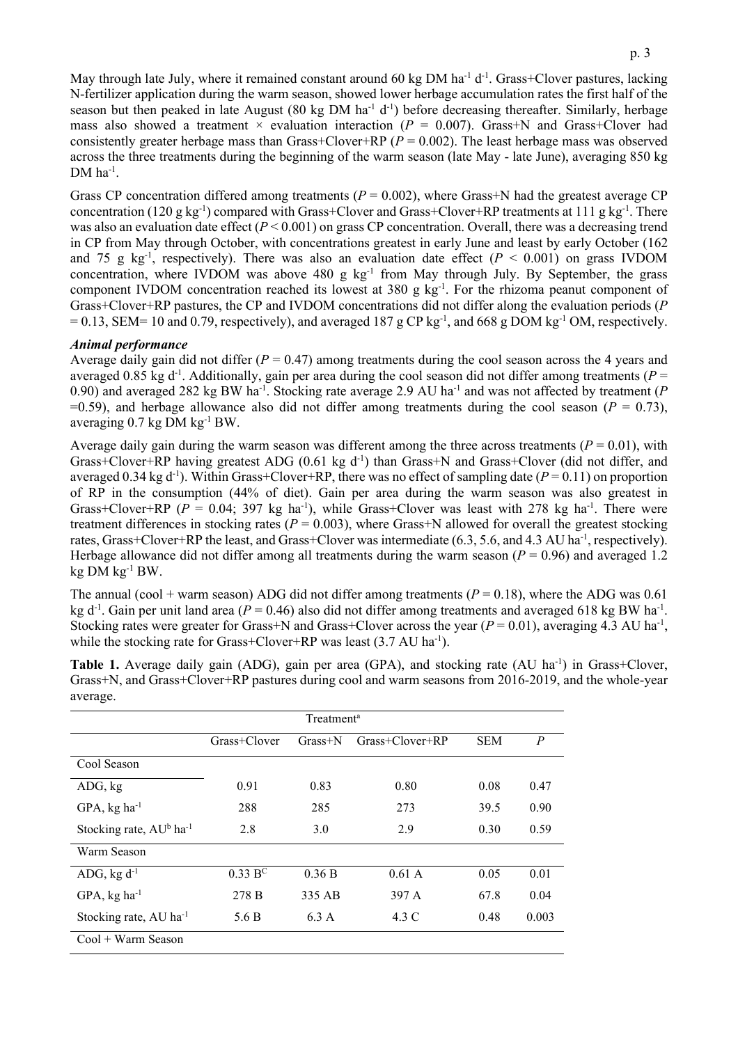May through late July, where it remained constant around 60 kg DM ha$^{-1}$ d$^{-1}$. Grass+Clover pastures, lacking N-fertilizer application during the warm season, showed lower herbage accumulation rates the first half of the season but then peaked in late August (80 kg DM ha$^{-1}$ d$^{-1}$) before decreasing thereafter. Similarly, herbage mass also showed a treatment × evaluation interaction ($P$ = 0.007). Grass+N and Grass+Clover had consistently greater herbage mass than Grass+Clover+RP ($P$ = 0.002). The least herbage mass was observed across the three treatments during the beginning of the warm season (late May - late June), averaging 850 kg DM ha$^{-1}$.

Grass CP concentration differed among treatments ($P$ = 0.002), where Grass+N had the greatest average CP concentration (120 g kg$^{-1}$) compared with Grass+Clover and Grass+Clover+RP treatments at 111 g kg$^{-1}$. There was also an evaluation date effect ($P$ < 0.001) on grass CP concentration. Overall, there was a decreasing trend in CP from May through October, with concentrations greatest in early June and least by early October (162 and 75 g kg$^{-1}$, respectively). There was also an evaluation date effect ($P$ < 0.001) on grass IVDOM concentration, where IVDOM was above 480 g kg$^{-1}$ from May through July. By September, the grass component IVDOM concentration reached its lowest at 380 g kg$^{-1}$. For the rhizoma peanut component of Grass+Clover+RP pastures, the CP and IVDOM concentrations did not differ along the evaluation periods ($P$ = 0.13, SEM= 10 and 0.79, respectively), and averaged 187 g CP kg$^{-1}$, and 668 g DOM kg$^{-1}$ OM, respectively.

### *Animal performance*

Average daily gain did not differ ($P$ = 0.47) among treatments during the cool season across the 4 years and averaged 0.85 kg d$^{-1}$. Additionally, gain per area during the cool season did not differ among treatments ($P$ = 0.90) and averaged 282 kg BW ha$^{-1}$. Stocking rate average 2.9 AU ha$^{-1}$ and was not affected by treatment ($P$ =0.59), and herbage allowance also did not differ among treatments during the cool season ($P$ = 0.73), averaging 0.7 kg DM kg$^{-1}$ BW.

Average daily gain during the warm season was different among the three across treatments ($P$ = 0.01), with Grass+Clover+RP having greatest ADG (0.61 kg d$^{-1}$) than Grass+N and Grass+Clover (did not differ, and averaged 0.34 kg d$^{-1}$). Within Grass+Clover+RP, there was no effect of sampling date ($P$ = 0.11) on proportion of RP in the consumption (44% of diet). Gain per area during the warm season was also greatest in Grass+Clover+RP ($P$ = 0.04; 397 kg ha$^{-1}$), while Grass+Clover was least with 278 kg ha$^{-1}$. There were treatment differences in stocking rates ($P$ = 0.003), where Grass+N allowed for overall the greatest stocking rates, Grass+Clover+RP the least, and Grass+Clover was intermediate (6.3, 5.6, and 4.3 AU ha$^{-1}$, respectively). Herbage allowance did not differ among all treatments during the warm season ($P$ = 0.96) and averaged 1.2 kg DM kg$^{-1}$ BW.

The annual (cool + warm season) ADG did not differ among treatments ($P$ = 0.18), where the ADG was 0.61 kg d$^{-1}$. Gain per unit land area ($P$ = 0.46) also did not differ among treatments and averaged 618 kg BW ha$^{-1}$. Stocking rates were greater for Grass+N and Grass+Clover across the year ($P$ = 0.01), averaging 4.3 AU ha$^{-1}$, while the stocking rate for Grass+Clover+RP was least (3.7 AU ha$^{-1}$).

**Table 1.** Average daily gain (ADG), gain per area (GPA), and stocking rate (AU ha$^{-1}$) in Grass+Clover, Grass+N, and Grass+Clover+RP pastures during cool and warm seasons from 2016-2019, and the whole-year average.

| | Treatment[a] | | | | |
|---|---|---|---|---|---|
| | Grass+Clover | Grass+N | Grass+Clover+RP | SEM | $P$ |
| Cool Season | | | | | |
| ADG, kg | 0.91 | 0.83 | 0.80 | 0.08 | 0.47 |
| GPA, kg ha$^{-1}$ | 288 | 285 | 273 | 39.5 | 0.90 |
| Stocking rate, AU[b] ha$^{-1}$ | 2.8 | 3.0 | 2.9 | 0.30 | 0.59 |
| Warm Season | | | | | |
| ADG, kg d$^{-1}$ | 0.33 B[C] | 0.36 B | 0.61 A | 0.05 | 0.01 |
| GPA, kg ha$^{-1}$ | 278 B | 335 AB | 397 A | 67.8 | 0.04 |
| Stocking rate, AU ha$^{-1}$ | 5.6 B | 6.3 A | 4.3 C | 0.48 | 0.003 |
| Cool + Warm Season | | | | | |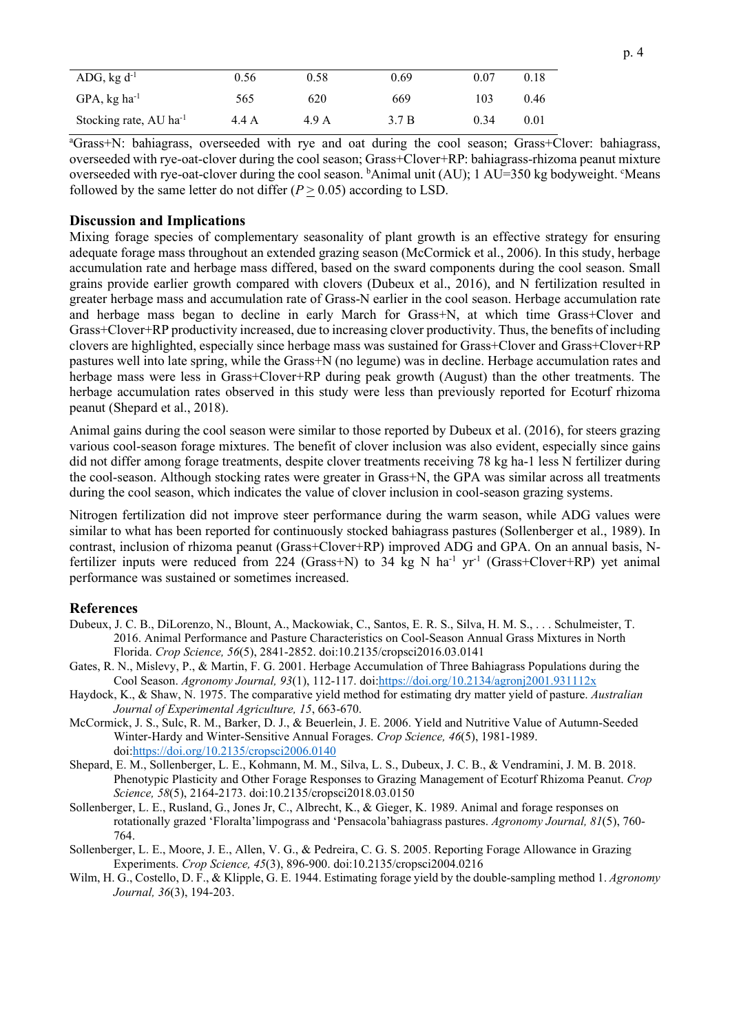| | | | | | |
|---|---|---|---|---|---|
| ADG, kg $d^{-1}$ | 0.56 | 0.58 | 0.69 | 0.07 | 0.18 |
| GPA, kg $ha^{-1}$ | 565 | 620 | 669 | 103 | 0.46 |
| Stocking rate, AU $ha^{-1}$ | 4.4 A | 4.9 A | 3.7 B | 0.34 | 0.01 |

[a]Grass+N: bahiagrass, overseeded with rye and oat during the cool season; Grass+Clover: bahiagrass, overseeded with rye-oat-clover during the cool season; Grass+Clover+RP: bahiagrass-rhizoma peanut mixture overseeded with rye-oat-clover during the cool season. [b]Animal unit (AU); 1 AU=350 kg bodyweight. [c]Means followed by the same letter do not differ ($P \geq 0.05$) according to LSD.

## Discussion and Implications

Mixing forage species of complementary seasonality of plant growth is an effective strategy for ensuring adequate forage mass throughout an extended grazing season (McCormick et al., 2006). In this study, herbage accumulation rate and herbage mass differed, based on the sward components during the cool season. Small grains provide earlier growth compared with clovers (Dubeux et al., 2016), and N fertilization resulted in greater herbage mass and accumulation rate of Grass-N earlier in the cool season. Herbage accumulation rate and herbage mass began to decline in early March for Grass+N, at which time Grass+Clover and Grass+Clover+RP productivity increased, due to increasing clover productivity. Thus, the benefits of including clovers are highlighted, especially since herbage mass was sustained for Grass+Clover and Grass+Clover+RP pastures well into late spring, while the Grass+N (no legume) was in decline. Herbage accumulation rates and herbage mass were less in Grass+Clover+RP during peak growth (August) than the other treatments. The herbage accumulation rates observed in this study were less than previously reported for Ecoturf rhizoma peanut (Shepard et al., 2018).

Animal gains during the cool season were similar to those reported by Dubeux et al. (2016), for steers grazing various cool-season forage mixtures. The benefit of clover inclusion was also evident, especially since gains did not differ among forage treatments, despite clover treatments receiving 78 kg ha-1 less N fertilizer during the cool-season. Although stocking rates were greater in Grass+N, the GPA was similar across all treatments during the cool season, which indicates the value of clover inclusion in cool-season grazing systems.

Nitrogen fertilization did not improve steer performance during the warm season, while ADG values were similar to what has been reported for continuously stocked bahiagrass pastures (Sollenberger et al., 1989). In contrast, inclusion of rhizoma peanut (Grass+Clover+RP) improved ADG and GPA. On an annual basis, N-fertilizer inputs were reduced from 224 (Grass+N) to 34 kg N $ha^{-1}$ $yr^{-1}$ (Grass+Clover+RP) yet animal performance was sustained or sometimes increased.

## References

Dubeux, J. C. B., DiLorenzo, N., Blount, A., Mackowiak, C., Santos, E. R. S., Silva, H. M. S., . . . Schulmeister, T. 2016. Animal Performance and Pasture Characteristics on Cool-Season Annual Grass Mixtures in North Florida. *Crop Science, 56*(5), 2841-2852. doi:10.2135/cropsci2016.03.0141

Gates, R. N., Mislevy, P., & Martin, F. G. 2001. Herbage Accumulation of Three Bahiagrass Populations during the Cool Season. *Agronomy Journal, 93*(1), 112-117. doi:https://doi.org/10.2134/agronj2001.931112x

Haydock, K., & Shaw, N. 1975. The comparative yield method for estimating dry matter yield of pasture. *Australian Journal of Experimental Agriculture, 15*, 663-670.

McCormick, J. S., Sulc, R. M., Barker, D. J., & Beuerlein, J. E. 2006. Yield and Nutritive Value of Autumn-Seeded Winter-Hardy and Winter-Sensitive Annual Forages. *Crop Science, 46*(5), 1981-1989. doi:https://doi.org/10.2135/cropsci2006.0140

Shepard, E. M., Sollenberger, L. E., Kohmann, M. M., Silva, L. S., Dubeux, J. C. B., & Vendramini, J. M. B. 2018. Phenotypic Plasticity and Other Forage Responses to Grazing Management of Ecoturf Rhizoma Peanut. *Crop Science, 58*(5), 2164-2173. doi:10.2135/cropsci2018.03.0150

Sollenberger, L. E., Rusland, G., Jones Jr, C., Albrecht, K., & Gieger, K. 1989. Animal and forage responses on rotationally grazed 'Floralta'limpograss and 'Pensacola'bahiagrass pastures. *Agronomy Journal, 81*(5), 760-764.

Sollenberger, L. E., Moore, J. E., Allen, V. G., & Pedreira, C. G. S. 2005. Reporting Forage Allowance in Grazing Experiments. *Crop Science, 45*(3), 896-900. doi:10.2135/cropsci2004.0216

Wilm, H. G., Costello, D. F., & Klipple, G. E. 1944. Estimating forage yield by the double-sampling method 1. *Agronomy Journal, 36*(3), 194-203.